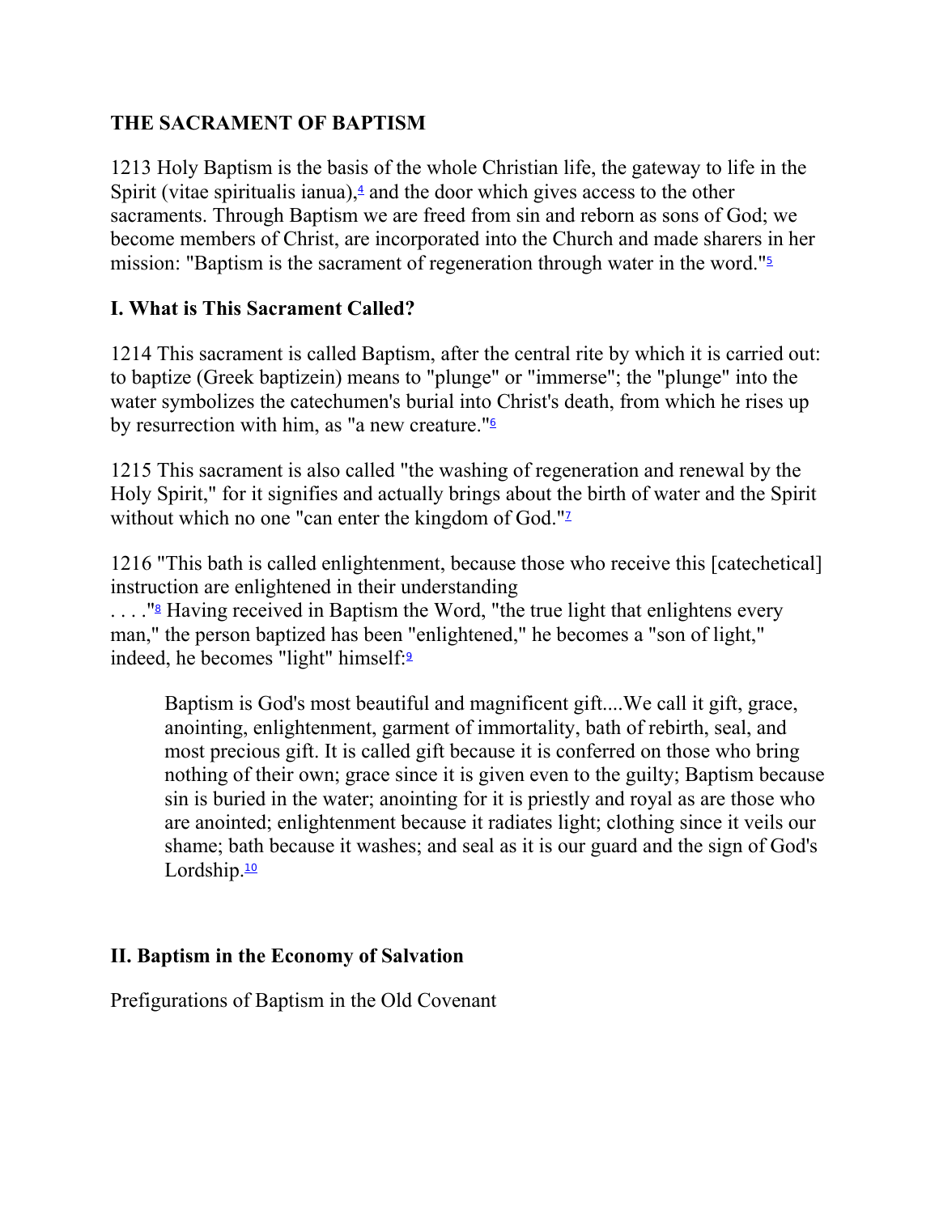## THE SACRAMENT OF BAPTISM

1213 Holy Baptism is the basis of the whole Christian life, the gateway to life in the Spirit (vitae spiritualis ianua),[4] and the door which gives access to the other sacraments. Through Baptism we are freed from sin and reborn as sons of God; we become members of Christ, are incorporated into the Church and made sharers in her mission: "Baptism is the sacrament of regeneration through water in the word."[5]

### I. What is This Sacrament Called?

1214 This sacrament is called Baptism, after the central rite by which it is carried out: to baptize (Greek baptizein) means to "plunge" or "immerse"; the "plunge" into the water symbolizes the catechumen's burial into Christ's death, from which he rises up by resurrection with him, as "a new creature."[6]

1215 This sacrament is also called "the washing of regeneration and renewal by the Holy Spirit," for it signifies and actually brings about the birth of water and the Spirit without which no one "can enter the kingdom of God."[7]

1216 "This bath is called enlightenment, because those who receive this [catechetical] instruction are enlightened in their understanding . . . ."[8] Having received in Baptism the Word, "the true light that enlightens every man," the person baptized has been "enlightened," he becomes a "son of light," indeed, he becomes "light" himself:[9]

> Baptism is God's most beautiful and magnificent gift....We call it gift, grace, anointing, enlightenment, garment of immortality, bath of rebirth, seal, and most precious gift. It is called gift because it is conferred on those who bring nothing of their own; grace since it is given even to the guilty; Baptism because sin is buried in the water; anointing for it is priestly and royal as are those who are anointed; enlightenment because it radiates light; clothing since it veils our shame; bath because it washes; and seal as it is our guard and the sign of God's Lordship.[10]

### II. Baptism in the Economy of Salvation

Prefigurations of Baptism in the Old Covenant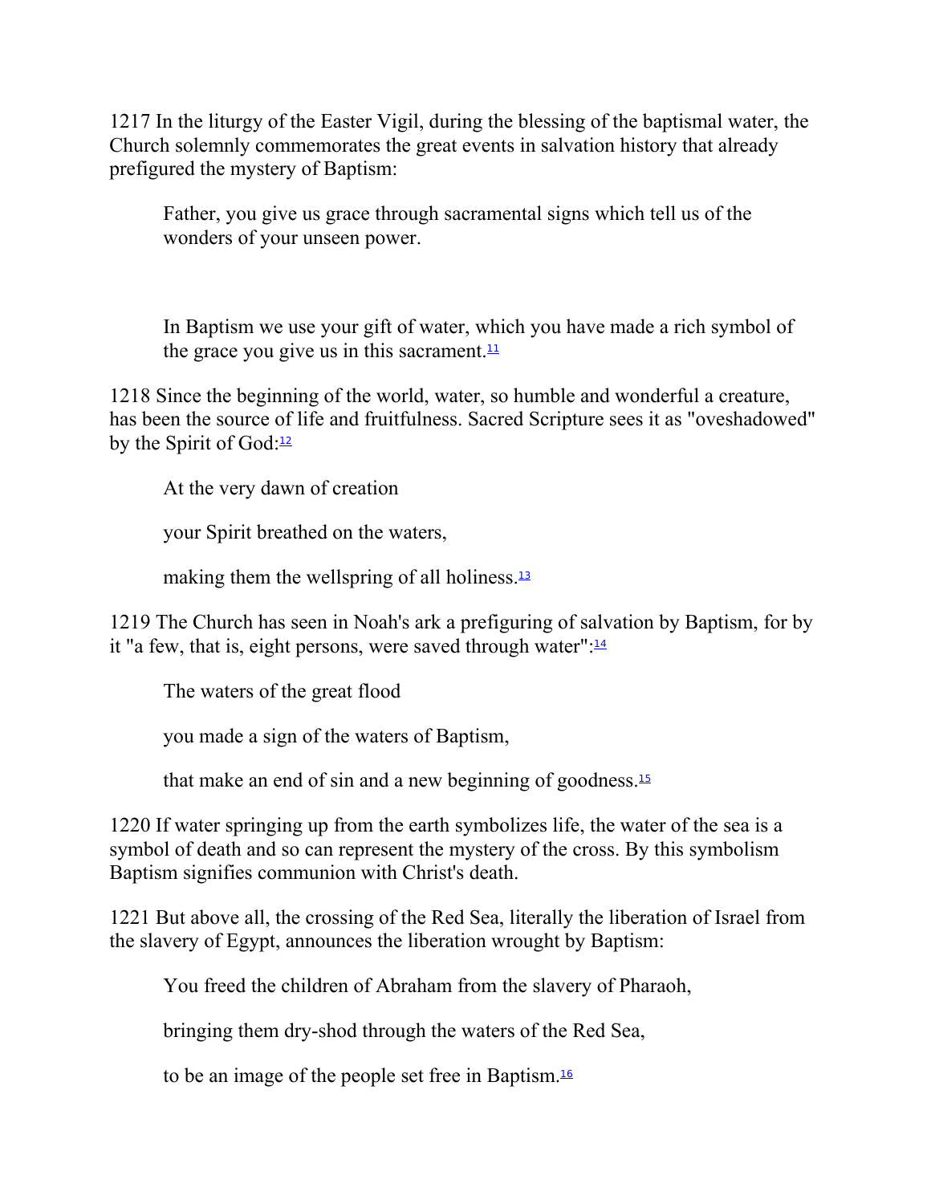1217 In the liturgy of the Easter Vigil, during the blessing of the baptismal water, the Church solemnly commemorates the great events in salvation history that already prefigured the mystery of Baptism:

> Father, you give us grace through sacramental signs which tell us of the wonders of your unseen power.
>
> In Baptism we use your gift of water, which you have made a rich symbol of the grace you give us in this sacrament.[11]

1218 Since the beginning of the world, water, so humble and wonderful a creature, has been the source of life and fruitfulness. Sacred Scripture sees it as "oveshadowed" by the Spirit of God:[12]

> At the very dawn of creation
>
> your Spirit breathed on the waters,
>
> making them the wellspring of all holiness.[13]

1219 The Church has seen in Noah's ark a prefiguring of salvation by Baptism, for by it "a few, that is, eight persons, were saved through water":[14]

> The waters of the great flood
>
> you made a sign of the waters of Baptism,
>
> that make an end of sin and a new beginning of goodness.[15]

1220 If water springing up from the earth symbolizes life, the water of the sea is a symbol of death and so can represent the mystery of the cross. By this symbolism Baptism signifies communion with Christ's death.

1221 But above all, the crossing of the Red Sea, literally the liberation of Israel from the slavery of Egypt, announces the liberation wrought by Baptism:

> You freed the children of Abraham from the slavery of Pharaoh,
>
> bringing them dry-shod through the waters of the Red Sea,
>
> to be an image of the people set free in Baptism.[16]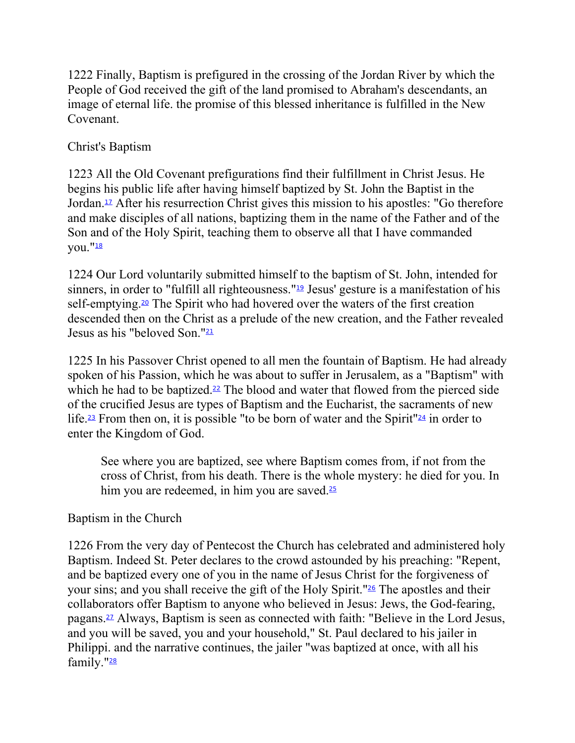1222 Finally, Baptism is prefigured in the crossing of the Jordan River by which the People of God received the gift of the land promised to Abraham's descendants, an image of eternal life. the promise of this blessed inheritance is fulfilled in the New Covenant.

## Christ's Baptism

1223 All the Old Covenant prefigurations find their fulfillment in Christ Jesus. He begins his public life after having himself baptized by St. John the Baptist in the Jordan.[17] After his resurrection Christ gives this mission to his apostles: "Go therefore and make disciples of all nations, baptizing them in the name of the Father and of the Son and of the Holy Spirit, teaching them to observe all that I have commanded you."[18]

1224 Our Lord voluntarily submitted himself to the baptism of St. John, intended for sinners, in order to "fulfill all righteousness."[19] Jesus' gesture is a manifestation of his self-emptying.[20] The Spirit who had hovered over the waters of the first creation descended then on the Christ as a prelude of the new creation, and the Father revealed Jesus as his "beloved Son."[21]

1225 In his Passover Christ opened to all men the fountain of Baptism. He had already spoken of his Passion, which he was about to suffer in Jerusalem, as a "Baptism" with which he had to be baptized.[22] The blood and water that flowed from the pierced side of the crucified Jesus are types of Baptism and the Eucharist, the sacraments of new life.[23] From then on, it is possible "to be born of water and the Spirit"[24] in order to enter the Kingdom of God.

> See where you are baptized, see where Baptism comes from, if not from the cross of Christ, from his death. There is the whole mystery: he died for you. In him you are redeemed, in him you are saved.[25]

## Baptism in the Church

1226 From the very day of Pentecost the Church has celebrated and administered holy Baptism. Indeed St. Peter declares to the crowd astounded by his preaching: "Repent, and be baptized every one of you in the name of Jesus Christ for the forgiveness of your sins; and you shall receive the gift of the Holy Spirit."[26] The apostles and their collaborators offer Baptism to anyone who believed in Jesus: Jews, the God-fearing, pagans.[27] Always, Baptism is seen as connected with faith: "Believe in the Lord Jesus, and you will be saved, you and your household," St. Paul declared to his jailer in Philippi. and the narrative continues, the jailer "was baptized at once, with all his family."[28]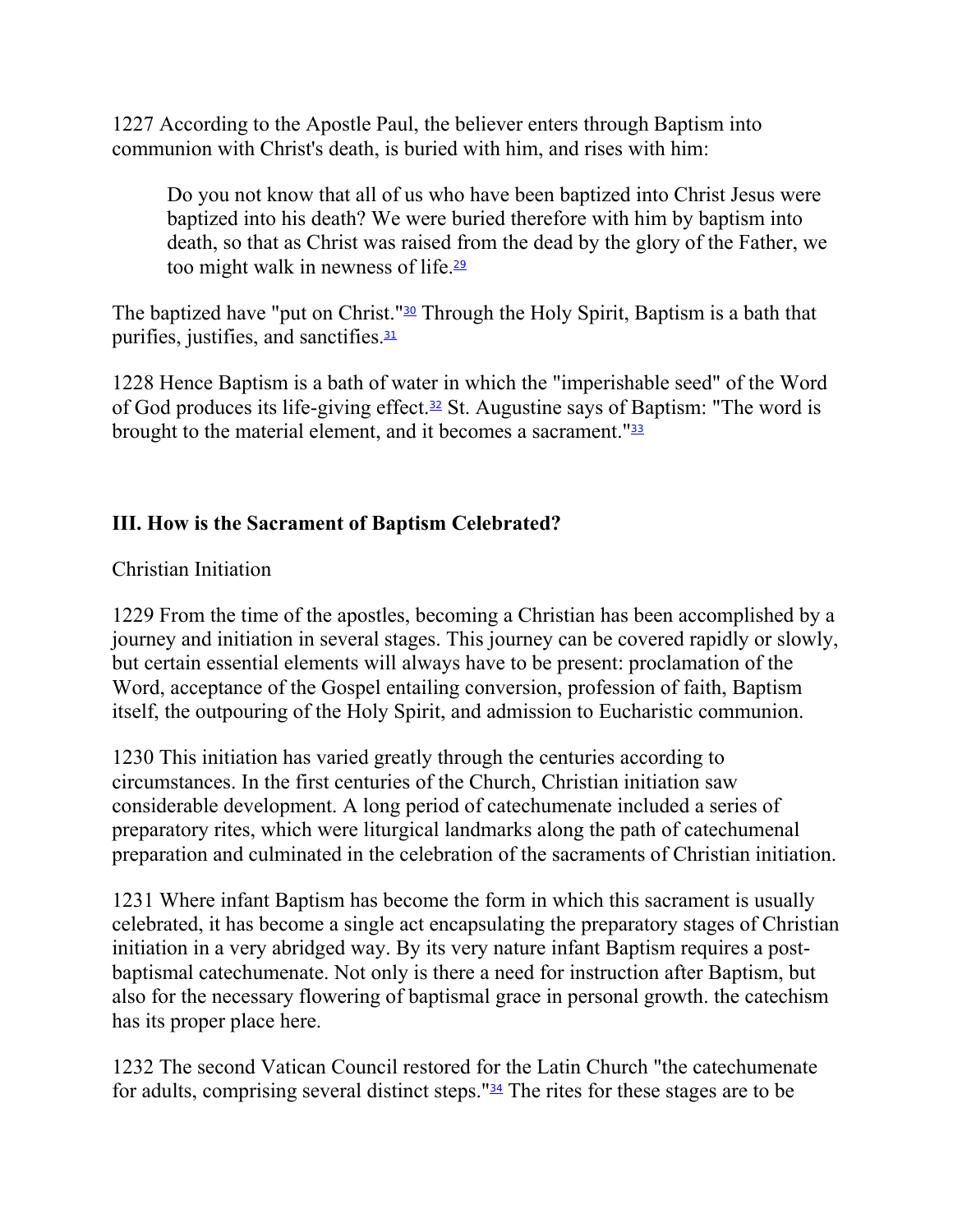1227 According to the Apostle Paul, the believer enters through Baptism into communion with Christ's death, is buried with him, and rises with him:

> Do you not know that all of us who have been baptized into Christ Jesus were baptized into his death? We were buried therefore with him by baptism into death, so that as Christ was raised from the dead by the glory of the Father, we too might walk in newness of life.[29]

The baptized have "put on Christ."[30] Through the Holy Spirit, Baptism is a bath that purifies, justifies, and sanctifies.[31]

1228 Hence Baptism is a bath of water in which the "imperishable seed" of the Word of God produces its life-giving effect.[32] St. Augustine says of Baptism: "The word is brought to the material element, and it becomes a sacrament."[33]

### III. How is the Sacrament of Baptism Celebrated?

Christian Initiation

1229 From the time of the apostles, becoming a Christian has been accomplished by a journey and initiation in several stages. This journey can be covered rapidly or slowly, but certain essential elements will always have to be present: proclamation of the Word, acceptance of the Gospel entailing conversion, profession of faith, Baptism itself, the outpouring of the Holy Spirit, and admission to Eucharistic communion.

1230 This initiation has varied greatly through the centuries according to circumstances. In the first centuries of the Church, Christian initiation saw considerable development. A long period of catechumenate included a series of preparatory rites, which were liturgical landmarks along the path of catechumenal preparation and culminated in the celebration of the sacraments of Christian initiation.

1231 Where infant Baptism has become the form in which this sacrament is usually celebrated, it has become a single act encapsulating the preparatory stages of Christian initiation in a very abridged way. By its very nature infant Baptism requires a post-baptismal catechumenate. Not only is there a need for instruction after Baptism, but also for the necessary flowering of baptismal grace in personal growth. the catechism has its proper place here.

1232 The second Vatican Council restored for the Latin Church "the catechumenate for adults, comprising several distinct steps."[34] The rites for these stages are to be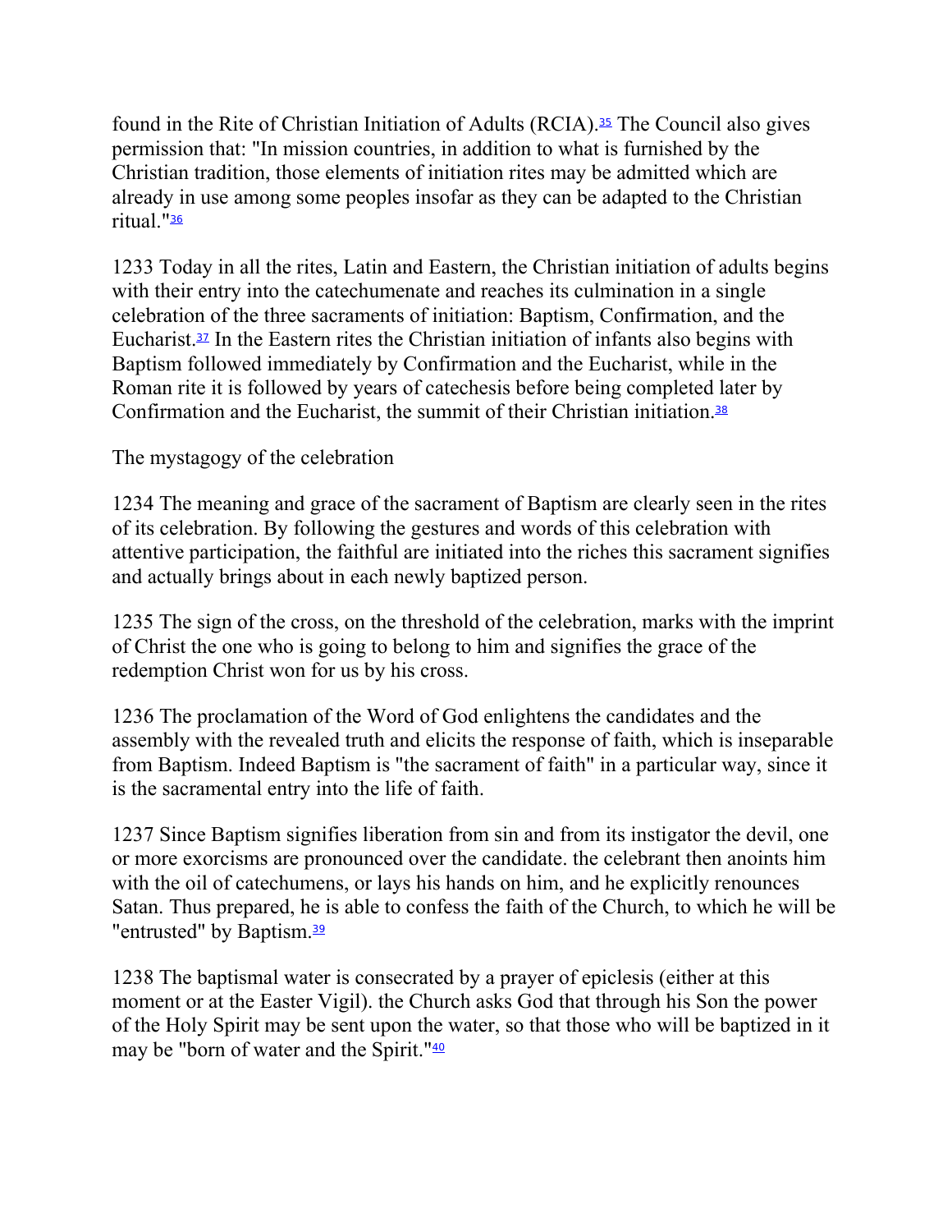found in the Rite of Christian Initiation of Adults (RCIA).[35] The Council also gives permission that: "In mission countries, in addition to what is furnished by the Christian tradition, those elements of initiation rites may be admitted which are already in use among some peoples insofar as they can be adapted to the Christian ritual."[36]

1233 Today in all the rites, Latin and Eastern, the Christian initiation of adults begins with their entry into the catechumenate and reaches its culmination in a single celebration of the three sacraments of initiation: Baptism, Confirmation, and the Eucharist.[37] In the Eastern rites the Christian initiation of infants also begins with Baptism followed immediately by Confirmation and the Eucharist, while in the Roman rite it is followed by years of catechesis before being completed later by Confirmation and the Eucharist, the summit of their Christian initiation.[38]

The mystagogy of the celebration

1234 The meaning and grace of the sacrament of Baptism are clearly seen in the rites of its celebration. By following the gestures and words of this celebration with attentive participation, the faithful are initiated into the riches this sacrament signifies and actually brings about in each newly baptized person.

1235 The sign of the cross, on the threshold of the celebration, marks with the imprint of Christ the one who is going to belong to him and signifies the grace of the redemption Christ won for us by his cross.

1236 The proclamation of the Word of God enlightens the candidates and the assembly with the revealed truth and elicits the response of faith, which is inseparable from Baptism. Indeed Baptism is "the sacrament of faith" in a particular way, since it is the sacramental entry into the life of faith.

1237 Since Baptism signifies liberation from sin and from its instigator the devil, one or more exorcisms are pronounced over the candidate. the celebrant then anoints him with the oil of catechumens, or lays his hands on him, and he explicitly renounces Satan. Thus prepared, he is able to confess the faith of the Church, to which he will be "entrusted" by Baptism.[39]

1238 The baptismal water is consecrated by a prayer of epiclesis (either at this moment or at the Easter Vigil). the Church asks God that through his Son the power of the Holy Spirit may be sent upon the water, so that those who will be baptized in it may be "born of water and the Spirit."[40]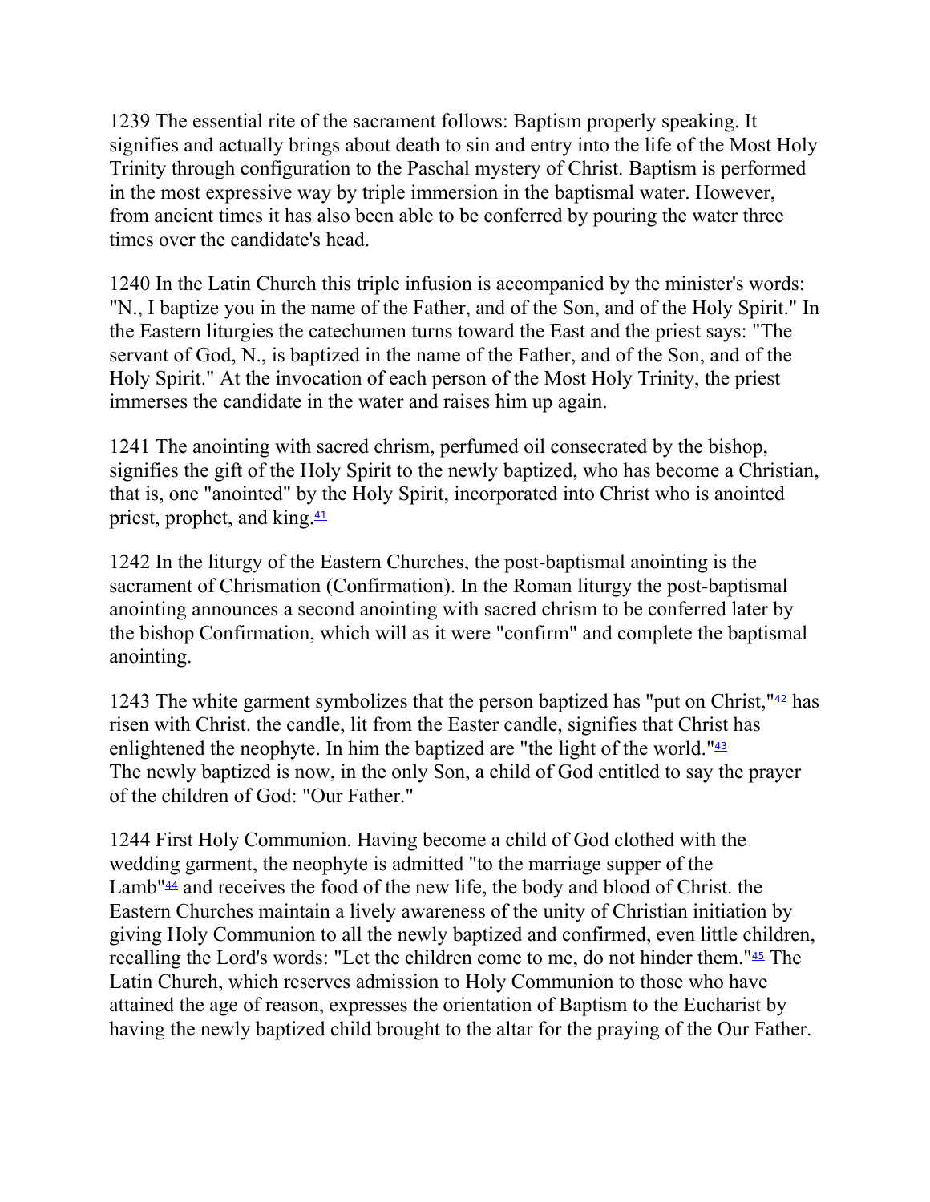1239 The essential rite of the sacrament follows: Baptism properly speaking. It signifies and actually brings about death to sin and entry into the life of the Most Holy Trinity through configuration to the Paschal mystery of Christ. Baptism is performed in the most expressive way by triple immersion in the baptismal water. However, from ancient times it has also been able to be conferred by pouring the water three times over the candidate's head.

1240 In the Latin Church this triple infusion is accompanied by the minister's words: "N., I baptize you in the name of the Father, and of the Son, and of the Holy Spirit." In the Eastern liturgies the catechumen turns toward the East and the priest says: "The servant of God, N., is baptized in the name of the Father, and of the Son, and of the Holy Spirit." At the invocation of each person of the Most Holy Trinity, the priest immerses the candidate in the water and raises him up again.

1241 The anointing with sacred chrism, perfumed oil consecrated by the bishop, signifies the gift of the Holy Spirit to the newly baptized, who has become a Christian, that is, one "anointed" by the Holy Spirit, incorporated into Christ who is anointed priest, prophet, and king.[41]

1242 In the liturgy of the Eastern Churches, the post-baptismal anointing is the sacrament of Chrismation (Confirmation). In the Roman liturgy the post-baptismal anointing announces a second anointing with sacred chrism to be conferred later by the bishop Confirmation, which will as it were "confirm" and complete the baptismal anointing.

1243 The white garment symbolizes that the person baptized has "put on Christ,"[42] has risen with Christ. the candle, lit from the Easter candle, signifies that Christ has enlightened the neophyte. In him the baptized are "the light of the world."[43]
The newly baptized is now, in the only Son, a child of God entitled to say the prayer of the children of God: "Our Father."

1244 First Holy Communion. Having become a child of God clothed with the wedding garment, the neophyte is admitted "to the marriage supper of the Lamb"[44] and receives the food of the new life, the body and blood of Christ. the Eastern Churches maintain a lively awareness of the unity of Christian initiation by giving Holy Communion to all the newly baptized and confirmed, even little children, recalling the Lord's words: "Let the children come to me, do not hinder them."[45] The Latin Church, which reserves admission to Holy Communion to those who have attained the age of reason, expresses the orientation of Baptism to the Eucharist by having the newly baptized child brought to the altar for the praying of the Our Father.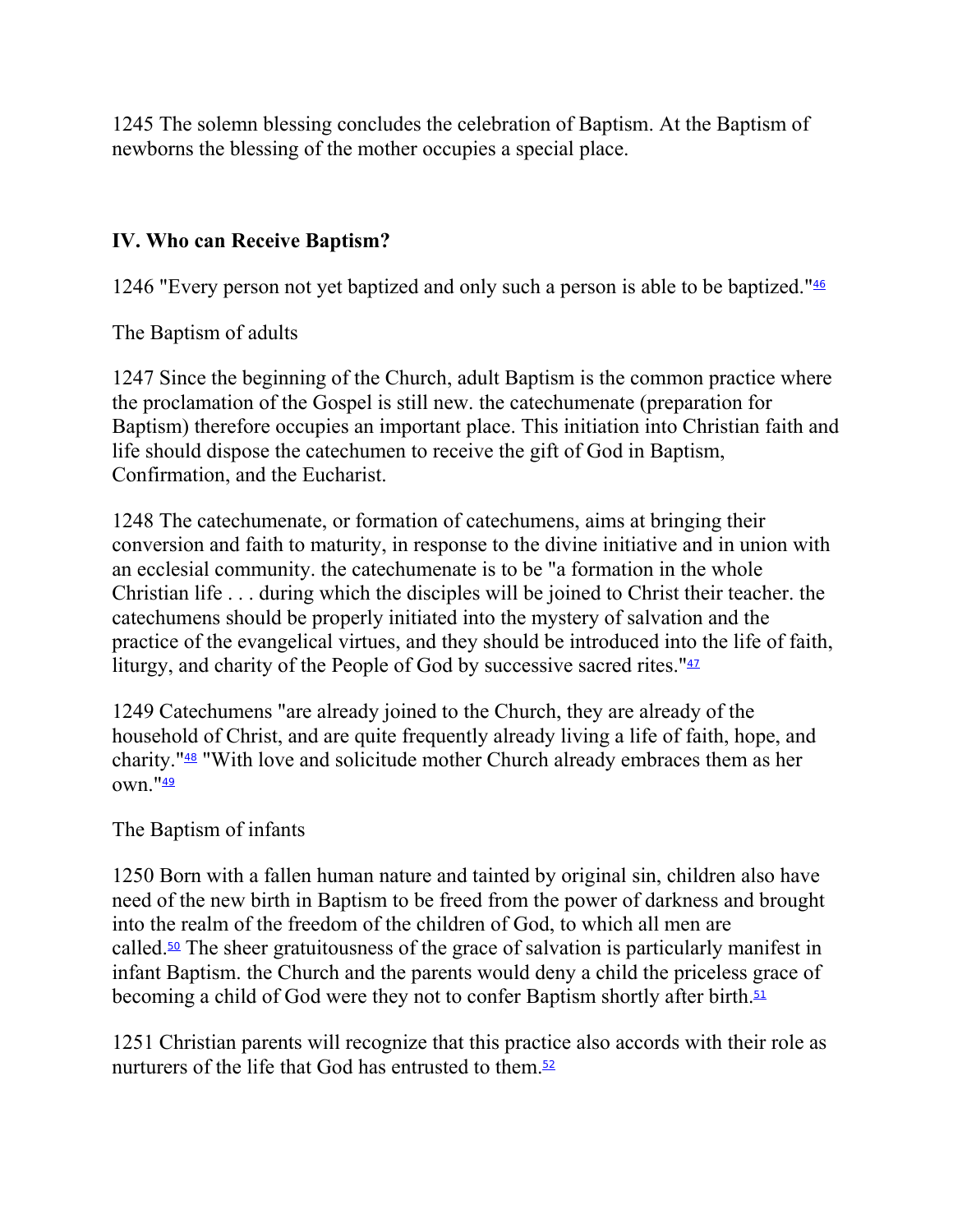1245 The solemn blessing concludes the celebration of Baptism. At the Baptism of newborns the blessing of the mother occupies a special place.

## IV. Who can Receive Baptism?

1246 "Every person not yet baptized and only such a person is able to be baptized."[46]

The Baptism of adults

1247 Since the beginning of the Church, adult Baptism is the common practice where the proclamation of the Gospel is still new. the catechumenate (preparation for Baptism) therefore occupies an important place. This initiation into Christian faith and life should dispose the catechumen to receive the gift of God in Baptism, Confirmation, and the Eucharist.

1248 The catechumenate, or formation of catechumens, aims at bringing their conversion and faith to maturity, in response to the divine initiative and in union with an ecclesial community. the catechumenate is to be "a formation in the whole Christian life . . . during which the disciples will be joined to Christ their teacher. the catechumens should be properly initiated into the mystery of salvation and the practice of the evangelical virtues, and they should be introduced into the life of faith, liturgy, and charity of the People of God by successive sacred rites."[47]

1249 Catechumens "are already joined to the Church, they are already of the household of Christ, and are quite frequently already living a life of faith, hope, and charity."[48] "With love and solicitude mother Church already embraces them as her own."[49]

The Baptism of infants

1250 Born with a fallen human nature and tainted by original sin, children also have need of the new birth in Baptism to be freed from the power of darkness and brought into the realm of the freedom of the children of God, to which all men are called.[50] The sheer gratuitousness of the grace of salvation is particularly manifest in infant Baptism. the Church and the parents would deny a child the priceless grace of becoming a child of God were they not to confer Baptism shortly after birth.[51]

1251 Christian parents will recognize that this practice also accords with their role as nurturers of the life that God has entrusted to them.[52]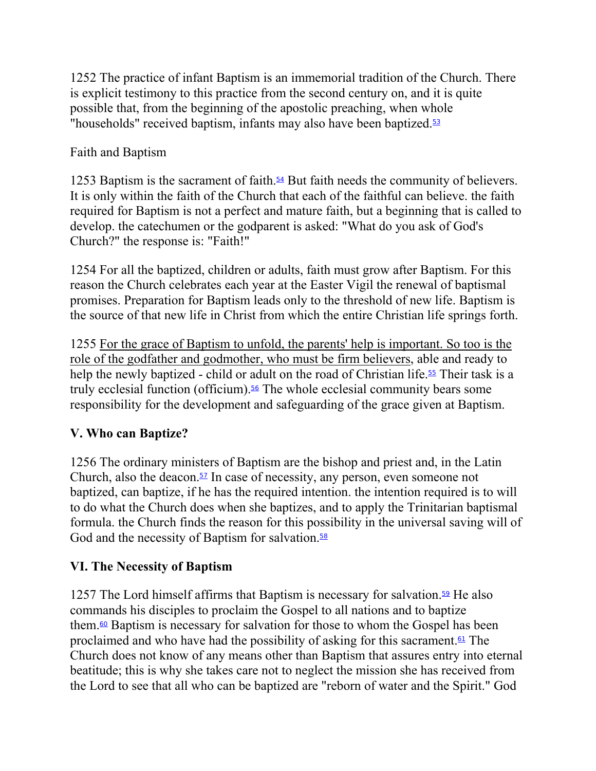1252 The practice of infant Baptism is an immemorial tradition of the Church. There is explicit testimony to this practice from the second century on, and it is quite possible that, from the beginning of the apostolic preaching, when whole "households" received baptism, infants may also have been baptized.[53]

Faith and Baptism

1253 Baptism is the sacrament of faith.[54] But faith needs the community of believers. It is only within the faith of the Church that each of the faithful can believe. the faith required for Baptism is not a perfect and mature faith, but a beginning that is called to develop. the catechumen or the godparent is asked: "What do you ask of God's Church?" the response is: "Faith!"

1254 For all the baptized, children or adults, faith must grow after Baptism. For this reason the Church celebrates each year at the Easter Vigil the renewal of baptismal promises. Preparation for Baptism leads only to the threshold of new life. Baptism is the source of that new life in Christ from which the entire Christian life springs forth.

1255 For the grace of Baptism to unfold, the parents' help is important. So too is the role of the godfather and godmother, who must be firm believers, able and ready to help the newly baptized - child or adult on the road of Christian life.[55] Their task is a truly ecclesial function (officium).[56] The whole ecclesial community bears some responsibility for the development and safeguarding of the grace given at Baptism.

## V. Who can Baptize?

1256 The ordinary ministers of Baptism are the bishop and priest and, in the Latin Church, also the deacon.[57] In case of necessity, any person, even someone not baptized, can baptize, if he has the required intention. the intention required is to will to do what the Church does when she baptizes, and to apply the Trinitarian baptismal formula. the Church finds the reason for this possibility in the universal saving will of God and the necessity of Baptism for salvation.[58]

## VI. The Necessity of Baptism

1257 The Lord himself affirms that Baptism is necessary for salvation.[59] He also commands his disciples to proclaim the Gospel to all nations and to baptize them.[60] Baptism is necessary for salvation for those to whom the Gospel has been proclaimed and who have had the possibility of asking for this sacrament.[61] The Church does not know of any means other than Baptism that assures entry into eternal beatitude; this is why she takes care not to neglect the mission she has received from the Lord to see that all who can be baptized are "reborn of water and the Spirit." God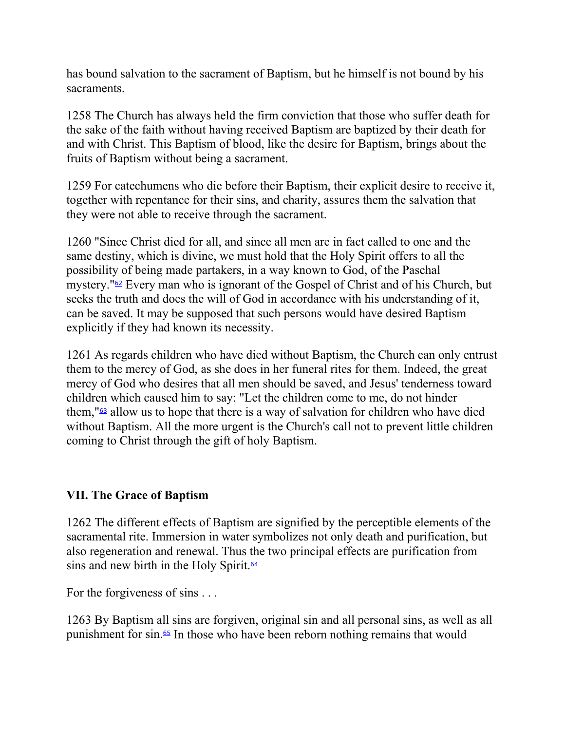has bound salvation to the sacrament of Baptism, but he himself is not bound by his sacraments.

1258 The Church has always held the firm conviction that those who suffer death for the sake of the faith without having received Baptism are baptized by their death for and with Christ. This Baptism of blood, like the desire for Baptism, brings about the fruits of Baptism without being a sacrament.

1259 For catechumens who die before their Baptism, their explicit desire to receive it, together with repentance for their sins, and charity, assures them the salvation that they were not able to receive through the sacrament.

1260 "Since Christ died for all, and since all men are in fact called to one and the same destiny, which is divine, we must hold that the Holy Spirit offers to all the possibility of being made partakers, in a way known to God, of the Paschal mystery."[62] Every man who is ignorant of the Gospel of Christ and of his Church, but seeks the truth and does the will of God in accordance with his understanding of it, can be saved. It may be supposed that such persons would have desired Baptism explicitly if they had known its necessity.

1261 As regards children who have died without Baptism, the Church can only entrust them to the mercy of God, as she does in her funeral rites for them. Indeed, the great mercy of God who desires that all men should be saved, and Jesus' tenderness toward children which caused him to say: "Let the children come to me, do not hinder them,"[63] allow us to hope that there is a way of salvation for children who have died without Baptism. All the more urgent is the Church's call not to prevent little children coming to Christ through the gift of holy Baptism.

## VII. The Grace of Baptism

1262 The different effects of Baptism are signified by the perceptible elements of the sacramental rite. Immersion in water symbolizes not only death and purification, but also regeneration and renewal. Thus the two principal effects are purification from sins and new birth in the Holy Spirit.[64]

For the forgiveness of sins . . .

1263 By Baptism all sins are forgiven, original sin and all personal sins, as well as all punishment for sin.[65] In those who have been reborn nothing remains that would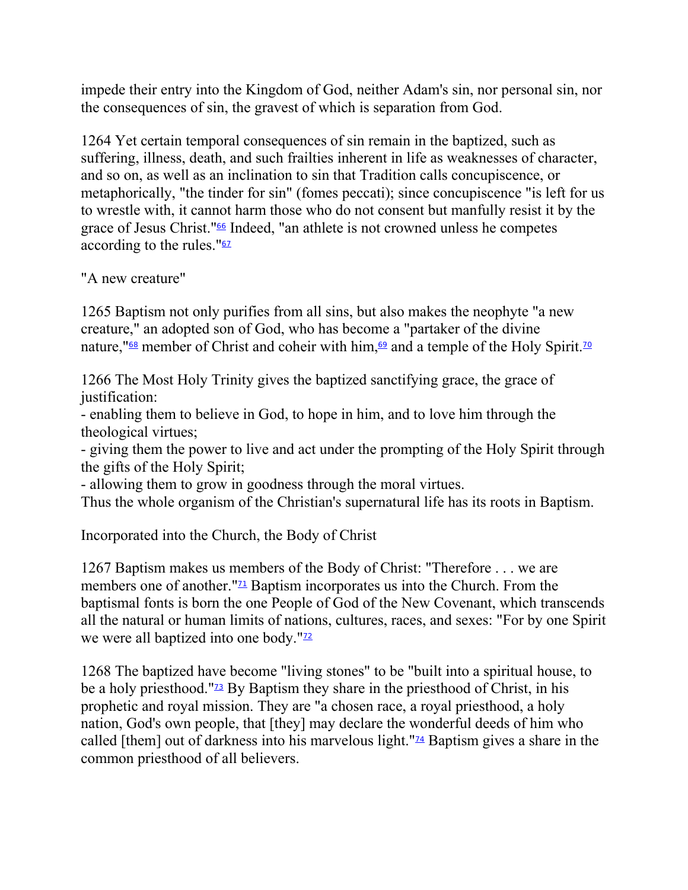impede their entry into the Kingdom of God, neither Adam's sin, nor personal sin, nor the consequences of sin, the gravest of which is separation from God.

1264 Yet certain temporal consequences of sin remain in the baptized, such as suffering, illness, death, and such frailties inherent in life as weaknesses of character, and so on, as well as an inclination to sin that Tradition calls concupiscence, or metaphorically, "the tinder for sin" (fomes peccati); since concupiscence "is left for us to wrestle with, it cannot harm those who do not consent but manfully resist it by the grace of Jesus Christ."[66] Indeed, "an athlete is not crowned unless he competes according to the rules."[67]

"A new creature"

1265 Baptism not only purifies from all sins, but also makes the neophyte "a new creature," an adopted son of God, who has become a "partaker of the divine nature,"[68] member of Christ and coheir with him,[69] and a temple of the Holy Spirit.[70]

1266 The Most Holy Trinity gives the baptized sanctifying grace, the grace of justification:
- enabling them to believe in God, to hope in him, and to love him through the theological virtues;
- giving them the power to live and act under the prompting of the Holy Spirit through the gifts of the Holy Spirit;
- allowing them to grow in goodness through the moral virtues.
Thus the whole organism of the Christian's supernatural life has its roots in Baptism.

Incorporated into the Church, the Body of Christ

1267 Baptism makes us members of the Body of Christ: "Therefore . . . we are members one of another."[71] Baptism incorporates us into the Church. From the baptismal fonts is born the one People of God of the New Covenant, which transcends all the natural or human limits of nations, cultures, races, and sexes: "For by one Spirit we were all baptized into one body."[72]

1268 The baptized have become "living stones" to be "built into a spiritual house, to be a holy priesthood."[73] By Baptism they share in the priesthood of Christ, in his prophetic and royal mission. They are "a chosen race, a royal priesthood, a holy nation, God's own people, that [they] may declare the wonderful deeds of him who called [them] out of darkness into his marvelous light."[74] Baptism gives a share in the common priesthood of all believers.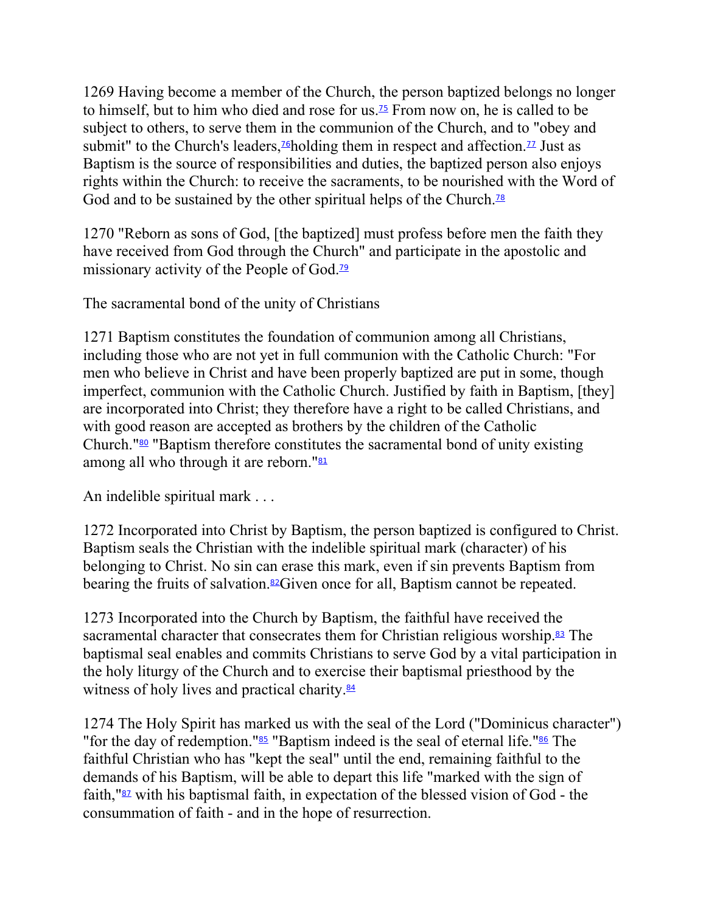1269 Having become a member of the Church, the person baptized belongs no longer to himself, but to him who died and rose for us.[75] From now on, he is called to be subject to others, to serve them in the communion of the Church, and to "obey and submit" to the Church's leaders,[76]holding them in respect and affection.[77] Just as Baptism is the source of responsibilities and duties, the baptized person also enjoys rights within the Church: to receive the sacraments, to be nourished with the Word of God and to be sustained by the other spiritual helps of the Church.[78]

1270 "Reborn as sons of God, [the baptized] must profess before men the faith they have received from God through the Church" and participate in the apostolic and missionary activity of the People of God.[79]

### The sacramental bond of the unity of Christians

1271 Baptism constitutes the foundation of communion among all Christians, including those who are not yet in full communion with the Catholic Church: "For men who believe in Christ and have been properly baptized are put in some, though imperfect, communion with the Catholic Church. Justified by faith in Baptism, [they] are incorporated into Christ; they therefore have a right to be called Christians, and with good reason are accepted as brothers by the children of the Catholic Church."[80] "Baptism therefore constitutes the sacramental bond of unity existing among all who through it are reborn."[81]

### An indelible spiritual mark . . .

1272 Incorporated into Christ by Baptism, the person baptized is configured to Christ. Baptism seals the Christian with the indelible spiritual mark (character) of his belonging to Christ. No sin can erase this mark, even if sin prevents Baptism from bearing the fruits of salvation.[82]Given once for all, Baptism cannot be repeated.

1273 Incorporated into the Church by Baptism, the faithful have received the sacramental character that consecrates them for Christian religious worship.[83] The baptismal seal enables and commits Christians to serve God by a vital participation in the holy liturgy of the Church and to exercise their baptismal priesthood by the witness of holy lives and practical charity.[84]

1274 The Holy Spirit has marked us with the seal of the Lord ("Dominicus character") "for the day of redemption."[85] "Baptism indeed is the seal of eternal life."[86] The faithful Christian who has "kept the seal" until the end, remaining faithful to the demands of his Baptism, will be able to depart this life "marked with the sign of faith,"[87] with his baptismal faith, in expectation of the blessed vision of God - the consummation of faith - and in the hope of resurrection.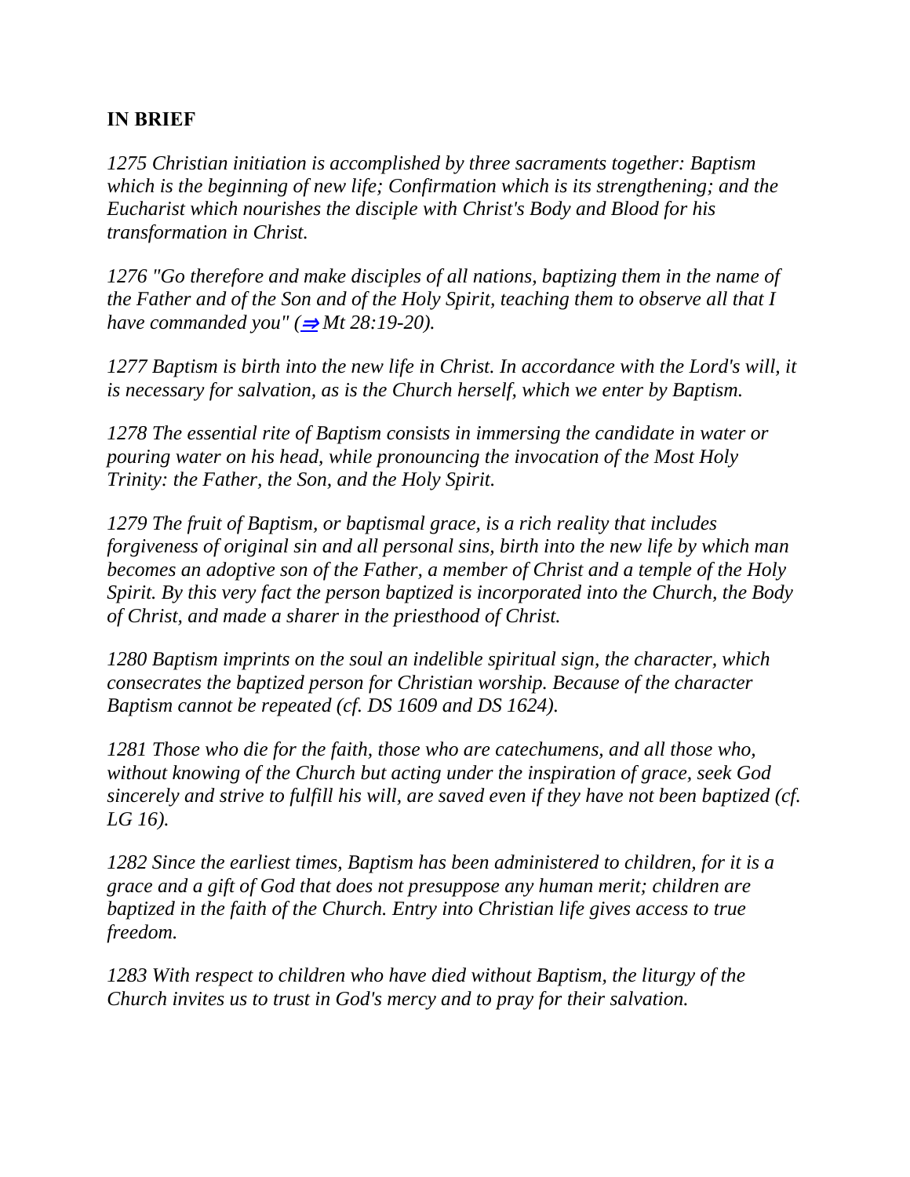**IN BRIEF**

*1275 Christian initiation is accomplished by three sacraments together: Baptism which is the beginning of new life; Confirmation which is its strengthening; and the Eucharist which nourishes the disciple with Christ's Body and Blood for his transformation in Christ.*

*1276 "Go therefore and make disciples of all nations, baptizing them in the name of the Father and of the Son and of the Holy Spirit, teaching them to observe all that I have commanded you" (⇒ Mt 28:19-20).*

*1277 Baptism is birth into the new life in Christ. In accordance with the Lord's will, it is necessary for salvation, as is the Church herself, which we enter by Baptism.*

*1278 The essential rite of Baptism consists in immersing the candidate in water or pouring water on his head, while pronouncing the invocation of the Most Holy Trinity: the Father, the Son, and the Holy Spirit.*

*1279 The fruit of Baptism, or baptismal grace, is a rich reality that includes forgiveness of original sin and all personal sins, birth into the new life by which man becomes an adoptive son of the Father, a member of Christ and a temple of the Holy Spirit. By this very fact the person baptized is incorporated into the Church, the Body of Christ, and made a sharer in the priesthood of Christ.*

*1280 Baptism imprints on the soul an indelible spiritual sign, the character, which consecrates the baptized person for Christian worship. Because of the character Baptism cannot be repeated (cf. DS 1609 and DS 1624).*

*1281 Those who die for the faith, those who are catechumens, and all those who, without knowing of the Church but acting under the inspiration of grace, seek God sincerely and strive to fulfill his will, are saved even if they have not been baptized (cf. LG 16).*

*1282 Since the earliest times, Baptism has been administered to children, for it is a grace and a gift of God that does not presuppose any human merit; children are baptized in the faith of the Church. Entry into Christian life gives access to true freedom.*

*1283 With respect to children who have died without Baptism, the liturgy of the Church invites us to trust in God's mercy and to pray for their salvation.*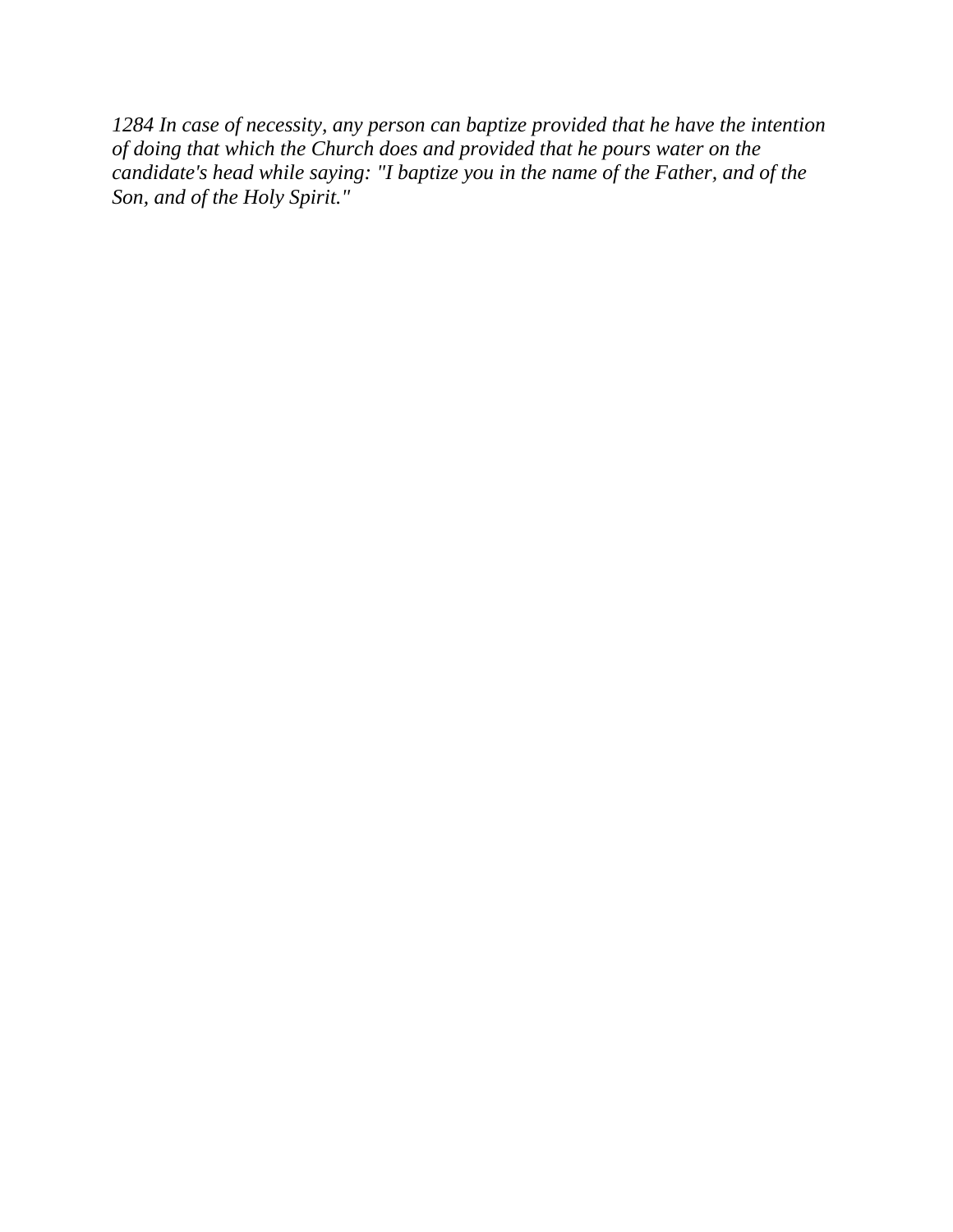*1284 In case of necessity, any person can baptize provided that he have the intention of doing that which the Church does and provided that he pours water on the candidate's head while saying: "I baptize you in the name of the Father, and of the Son, and of the Holy Spirit."*